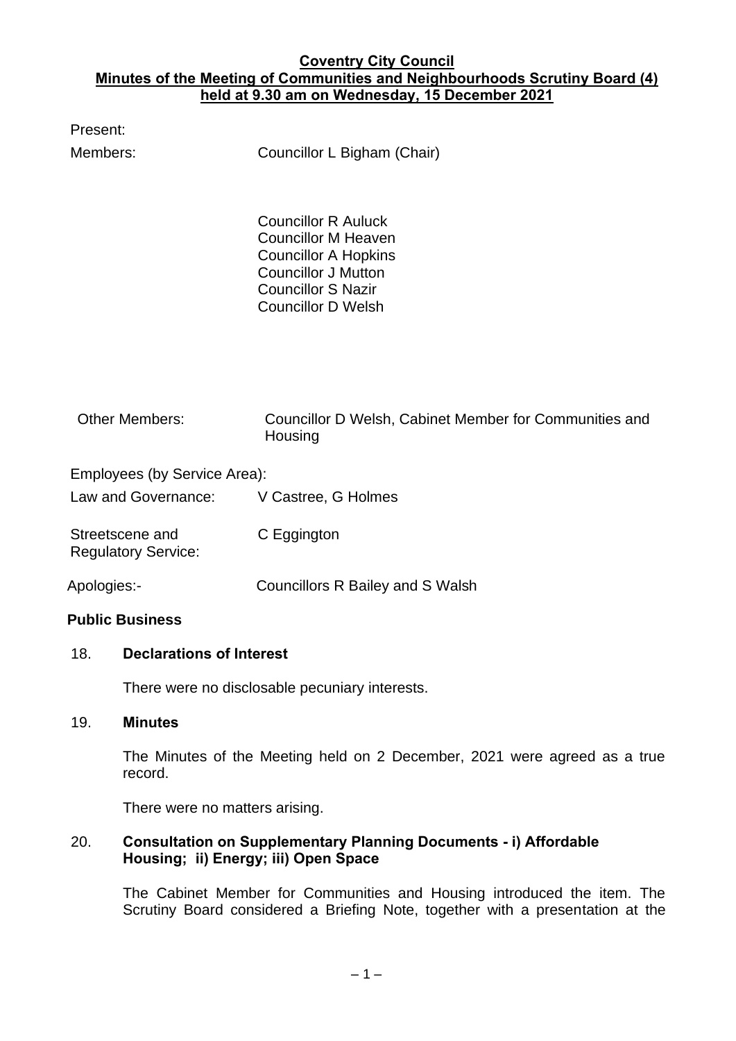**Coventry City Council**
**Minutes of the Meeting of Communities and Neighbourhoods Scrutiny Board (4) held at 9.30 am on Wednesday, 15 December 2021**

Present:

Members: Councillor L Bigham (Chair)

Councillor R Auluck
Councillor M Heaven
Councillor A Hopkins
Councillor J Mutton
Councillor S Nazir
Councillor D Welsh

Other Members: Councillor D Welsh, Cabinet Member for Communities and Housing

Employees (by Service Area):

Law and Governance: V Castree, G Holmes

Streetscene and Regulatory Service: C Eggington

Apologies:- Councillors R Bailey and S Walsh

**Public Business**

18. **Declarations of Interest**

There were no disclosable pecuniary interests.

19. **Minutes**

The Minutes of the Meeting held on 2 December, 2021 were agreed as a true record.

There were no matters arising.

20. **Consultation on Supplementary Planning Documents - i) Affordable Housing; ii) Energy; iii) Open Space**

The Cabinet Member for Communities and Housing introduced the item. The Scrutiny Board considered a Briefing Note, together with a presentation at the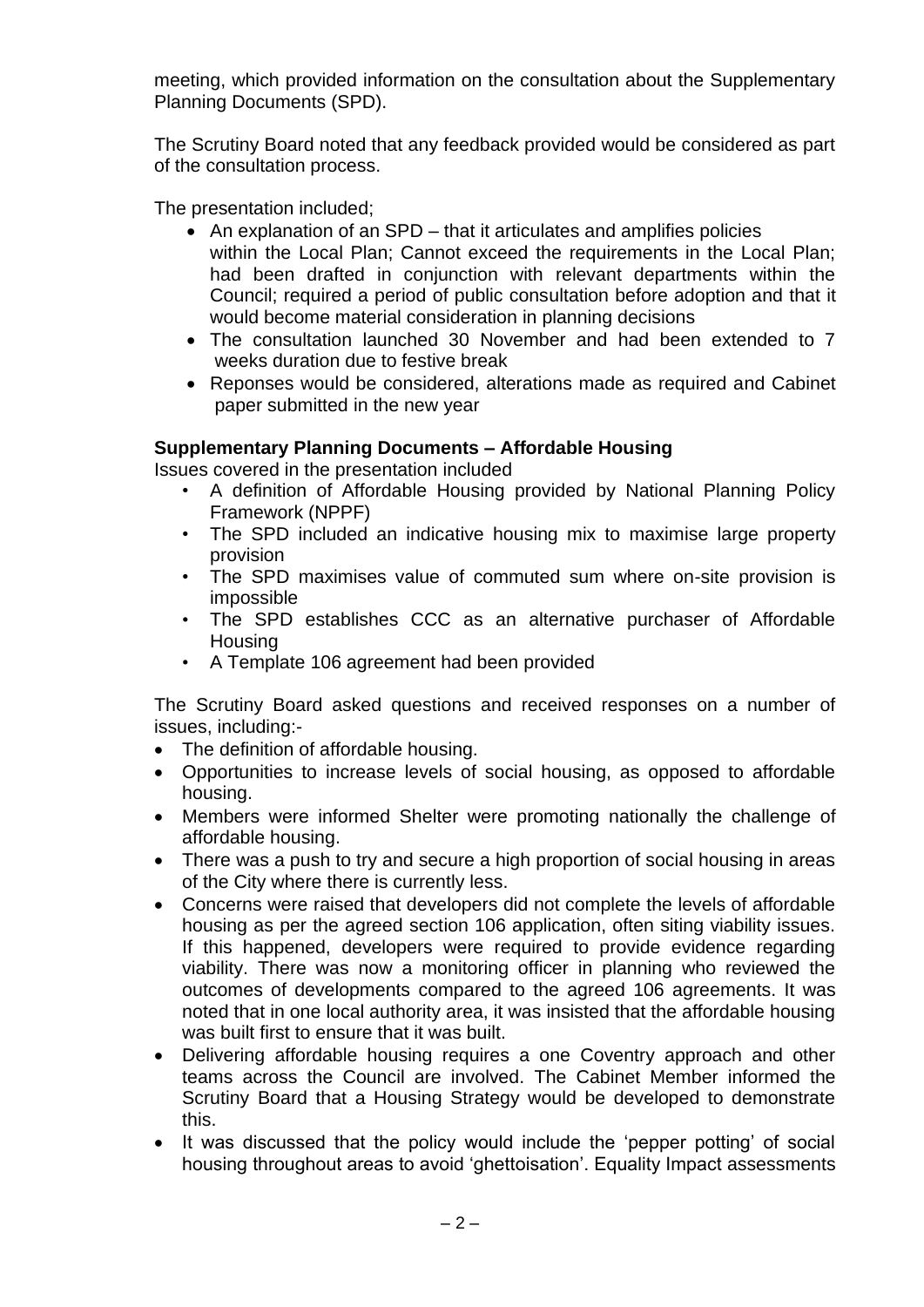meeting, which provided information on the consultation about the Supplementary Planning Documents (SPD).

The Scrutiny Board noted that any feedback provided would be considered as part of the consultation process.

The presentation included;

- An explanation of an SPD – that it articulates and amplifies policies within the Local Plan; Cannot exceed the requirements in the Local Plan; had been drafted in conjunction with relevant departments within the Council; required a period of public consultation before adoption and that it would become material consideration in planning decisions
- The consultation launched 30 November and had been extended to 7 weeks duration due to festive break
- Reponses would be considered, alterations made as required and Cabinet paper submitted in the new year

**Supplementary Planning Documents – Affordable Housing**

Issues covered in the presentation included

- A definition of Affordable Housing provided by National Planning Policy Framework (NPPF)
- The SPD included an indicative housing mix to maximise large property provision
- The SPD maximises value of commuted sum where on-site provision is impossible
- The SPD establishes CCC as an alternative purchaser of Affordable Housing
- A Template 106 agreement had been provided

The Scrutiny Board asked questions and received responses on a number of issues, including:-

- The definition of affordable housing.
- Opportunities to increase levels of social housing, as opposed to affordable housing.
- Members were informed Shelter were promoting nationally the challenge of affordable housing.
- There was a push to try and secure a high proportion of social housing in areas of the City where there is currently less.
- Concerns were raised that developers did not complete the levels of affordable housing as per the agreed section 106 application, often siting viability issues. If this happened, developers were required to provide evidence regarding viability. There was now a monitoring officer in planning who reviewed the outcomes of developments compared to the agreed 106 agreements. It was noted that in one local authority area, it was insisted that the affordable housing was built first to ensure that it was built.
- Delivering affordable housing requires a one Coventry approach and other teams across the Council are involved. The Cabinet Member informed the Scrutiny Board that a Housing Strategy would be developed to demonstrate this.
- It was discussed that the policy would include the 'pepper potting' of social housing throughout areas to avoid 'ghettoisation'. Equality Impact assessments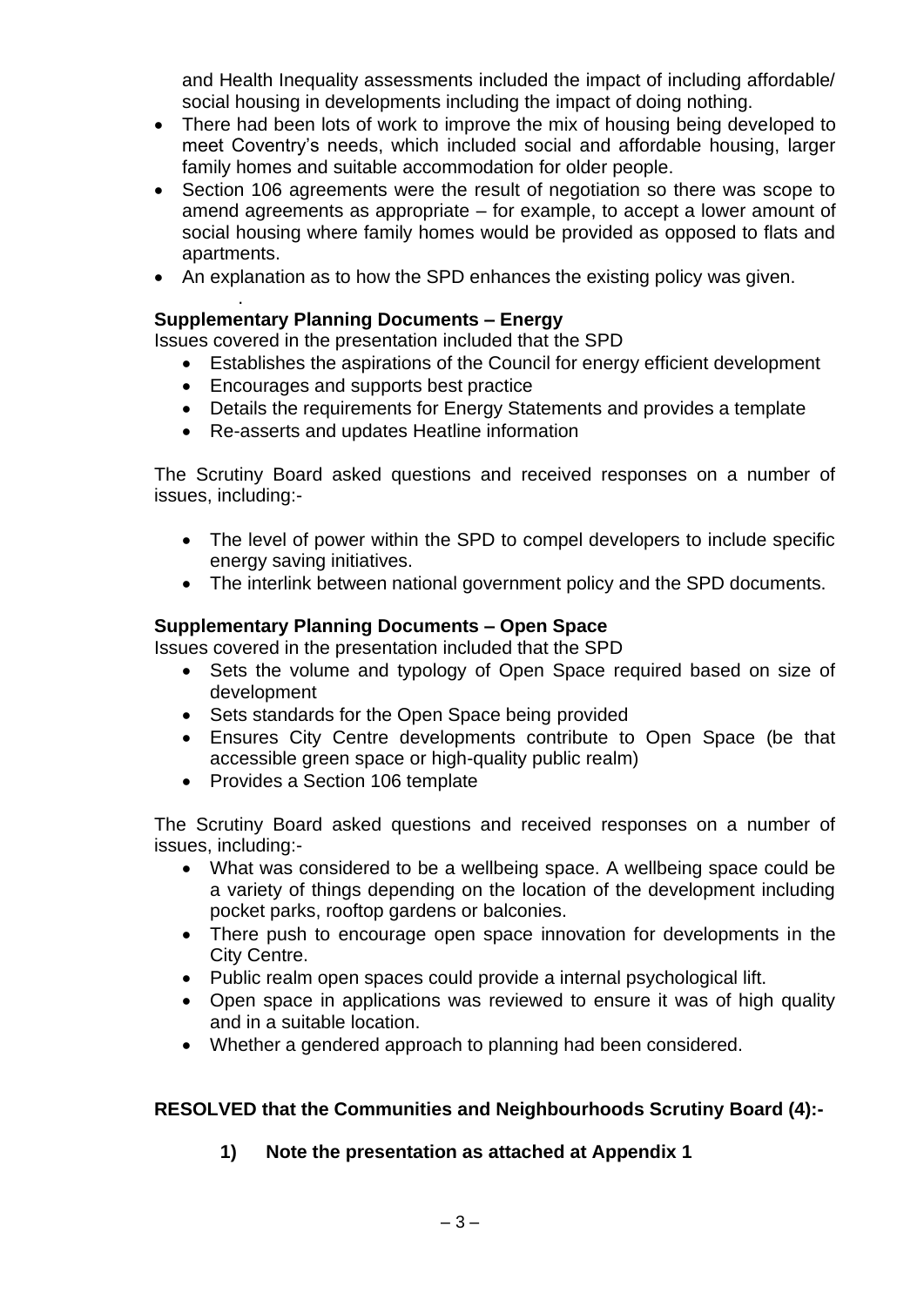and Health Inequality assessments included the impact of including affordable/ social housing in developments including the impact of doing nothing.

- There had been lots of work to improve the mix of housing being developed to meet Coventry's needs, which included social and affordable housing, larger family homes and suitable accommodation for older people.
- Section 106 agreements were the result of negotiation so there was scope to amend agreements as appropriate – for example, to accept a lower amount of social housing where family homes would be provided as opposed to flats and apartments.
- An explanation as to how the SPD enhances the existing policy was given.

**Supplementary Planning Documents – Energy**

Issues covered in the presentation included that the SPD

- Establishes the aspirations of the Council for energy efficient development
- Encourages and supports best practice
- Details the requirements for Energy Statements and provides a template
- Re-asserts and updates Heatline information

The Scrutiny Board asked questions and received responses on a number of issues, including:-

- The level of power within the SPD to compel developers to include specific energy saving initiatives.
- The interlink between national government policy and the SPD documents.

**Supplementary Planning Documents – Open Space**

Issues covered in the presentation included that the SPD

- Sets the volume and typology of Open Space required based on size of development
- Sets standards for the Open Space being provided
- Ensures City Centre developments contribute to Open Space (be that accessible green space or high-quality public realm)
- Provides a Section 106 template

The Scrutiny Board asked questions and received responses on a number of issues, including:-

- What was considered to be a wellbeing space. A wellbeing space could be a variety of things depending on the location of the development including pocket parks, rooftop gardens or balconies.
- There push to encourage open space innovation for developments in the City Centre.
- Public realm open spaces could provide a internal psychological lift.
- Open space in applications was reviewed to ensure it was of high quality and in a suitable location.
- Whether a gendered approach to planning had been considered.

**RESOLVED that the Communities and Neighbourhoods Scrutiny Board (4):-**

**1) Note the presentation as attached at Appendix 1**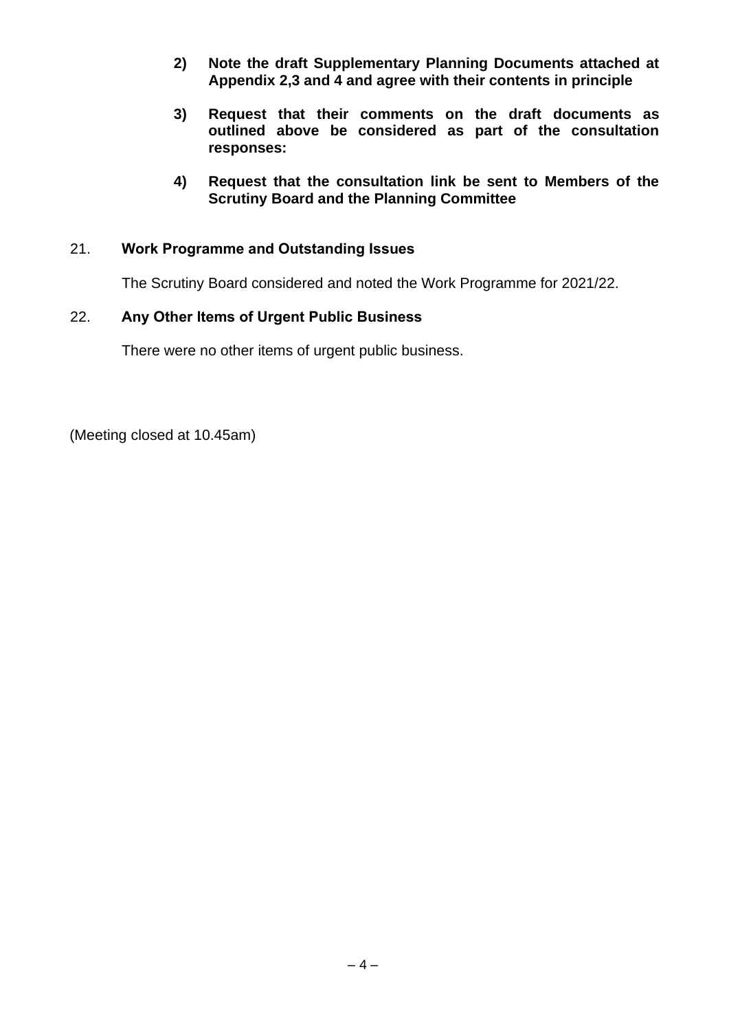2) **Note the draft Supplementary Planning Documents attached at Appendix 2,3 and 4 and agree with their contents in principle**

3) **Request that their comments on the draft documents as outlined above be considered as part of the consultation responses:**

4) **Request that the consultation link be sent to Members of the Scrutiny Board and the Planning Committee**

21. **Work Programme and Outstanding Issues**

The Scrutiny Board considered and noted the Work Programme for 2021/22.

22. **Any Other Items of Urgent Public Business**

There were no other items of urgent public business.

(Meeting closed at 10.45am)